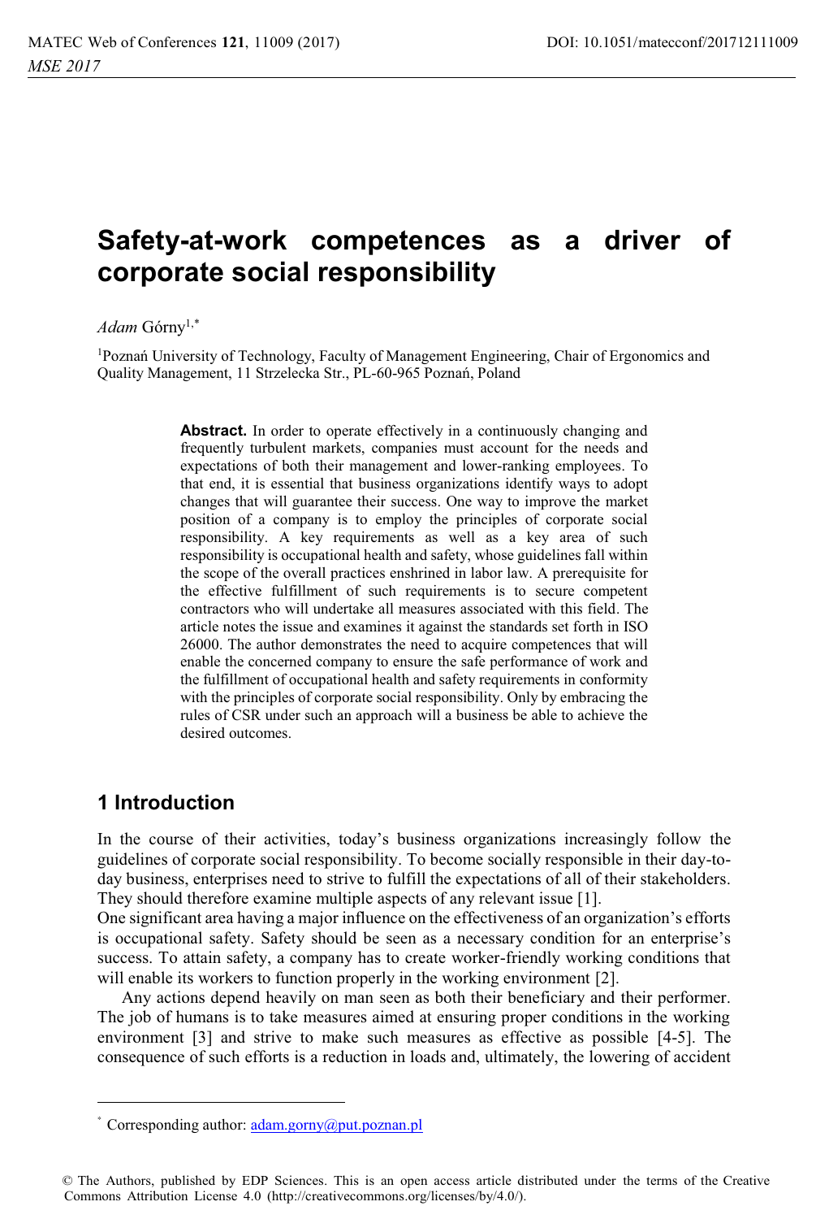# Safety-at-work competences as a driver of corporate social responsibility

*Adam* Górny[1,*]

[1]Poznań University of Technology, Faculty of Management Engineering, Chair of Ergonomics and Quality Management, 11 Strzelecka Str., PL-60-965 Poznań, Poland

**Abstract.** In order to operate effectively in a continuously changing and frequently turbulent markets, companies must account for the needs and expectations of both their management and lower-ranking employees. To that end, it is essential that business organizations identify ways to adopt changes that will guarantee their success. One way to improve the market position of a company is to employ the principles of corporate social responsibility. A key requirements as well as a key area of such responsibility is occupational health and safety, whose guidelines fall within the scope of the overall practices enshrined in labor law. A prerequisite for the effective fulfillment of such requirements is to secure competent contractors who will undertake all measures associated with this field. The article notes the issue and examines it against the standards set forth in ISO 26000. The author demonstrates the need to acquire competences that will enable the concerned company to ensure the safe performance of work and the fulfillment of occupational health and safety requirements in conformity with the principles of corporate social responsibility. Only by embracing the rules of CSR under such an approach will a business be able to achieve the desired outcomes.

## 1 Introduction

In the course of their activities, today's business organizations increasingly follow the guidelines of corporate social responsibility. To become socially responsible in their day-to-day business, enterprises need to strive to fulfill the expectations of all of their stakeholders. They should therefore examine multiple aspects of any relevant issue [1].

One significant area having a major influence on the effectiveness of an organization's efforts is occupational safety. Safety should be seen as a necessary condition for an enterprise's success. To attain safety, a company has to create worker-friendly working conditions that will enable its workers to function properly in the working environment [2].

Any actions depend heavily on man seen as both their beneficiary and their performer. The job of humans is to take measures aimed at ensuring proper conditions in the working environment [3] and strive to make such measures as effective as possible [4-5]. The consequence of such efforts is a reduction in loads and, ultimately, the lowering of accident

* Corresponding author: adam.gorny@put.poznan.pl

© The Authors, published by EDP Sciences. This is an open access article distributed under the terms of the Creative Commons Attribution License 4.0 (http://creativecommons.org/licenses/by/4.0/).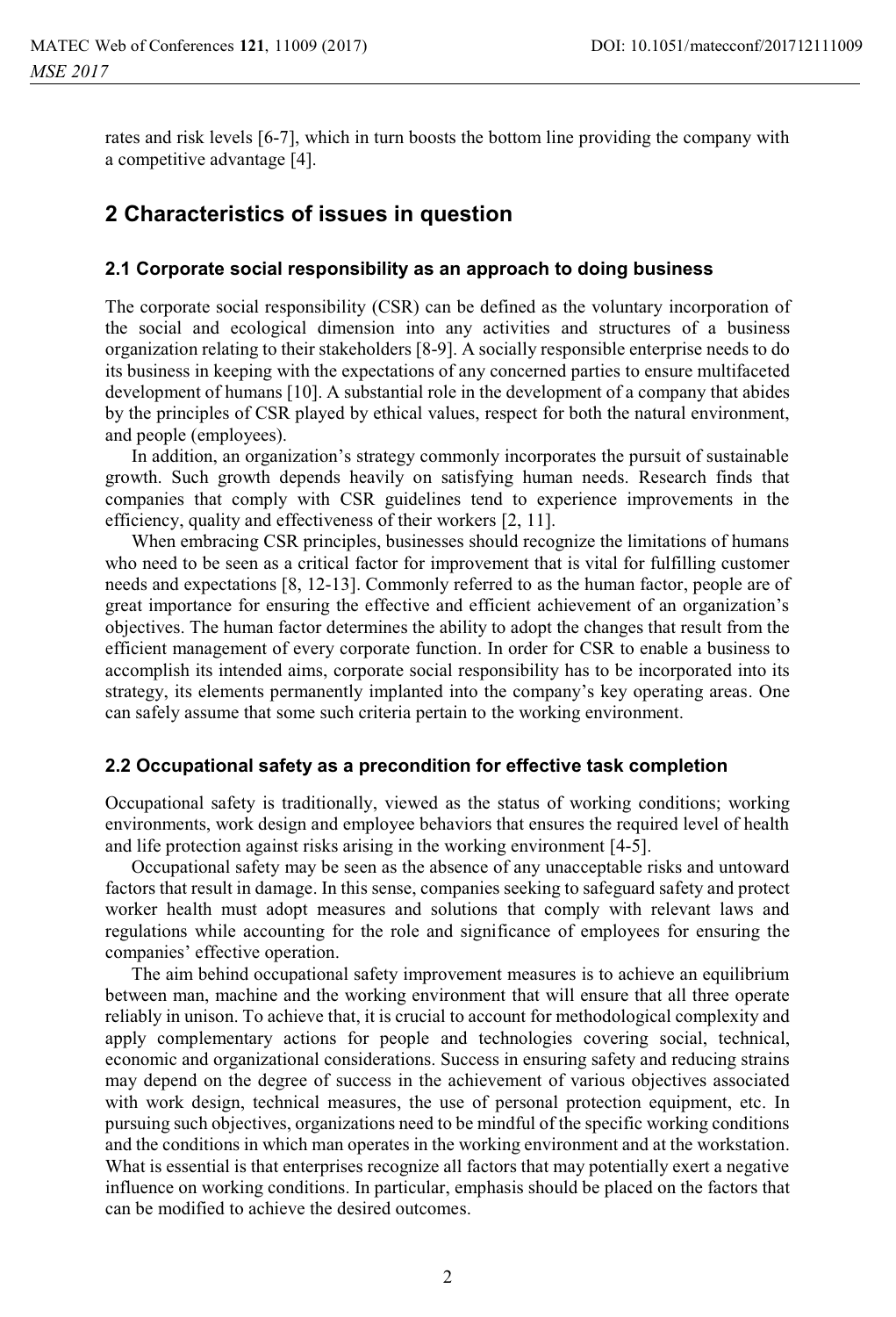rates and risk levels [6-7], which in turn boosts the bottom line providing the company with a competitive advantage [4].

## 2 Characteristics of issues in question

### 2.1 Corporate social responsibility as an approach to doing business

The corporate social responsibility (CSR) can be defined as the voluntary incorporation of the social and ecological dimension into any activities and structures of a business organization relating to their stakeholders [8-9]. A socially responsible enterprise needs to do its business in keeping with the expectations of any concerned parties to ensure multifaceted development of humans [10]. A substantial role in the development of a company that abides by the principles of CSR played by ethical values, respect for both the natural environment, and people (employees).

In addition, an organization's strategy commonly incorporates the pursuit of sustainable growth. Such growth depends heavily on satisfying human needs. Research finds that companies that comply with CSR guidelines tend to experience improvements in the efficiency, quality and effectiveness of their workers [2, 11].

When embracing CSR principles, businesses should recognize the limitations of humans who need to be seen as a critical factor for improvement that is vital for fulfilling customer needs and expectations [8, 12-13]. Commonly referred to as the human factor, people are of great importance for ensuring the effective and efficient achievement of an organization's objectives. The human factor determines the ability to adopt the changes that result from the efficient management of every corporate function. In order for CSR to enable a business to accomplish its intended aims, corporate social responsibility has to be incorporated into its strategy, its elements permanently implanted into the company's key operating areas. One can safely assume that some such criteria pertain to the working environment.

### 2.2 Occupational safety as a precondition for effective task completion

Occupational safety is traditionally, viewed as the status of working conditions; working environments, work design and employee behaviors that ensures the required level of health and life protection against risks arising in the working environment [4-5].

Occupational safety may be seen as the absence of any unacceptable risks and untoward factors that result in damage. In this sense, companies seeking to safeguard safety and protect worker health must adopt measures and solutions that comply with relevant laws and regulations while accounting for the role and significance of employees for ensuring the companies' effective operation.

The aim behind occupational safety improvement measures is to achieve an equilibrium between man, machine and the working environment that will ensure that all three operate reliably in unison. To achieve that, it is crucial to account for methodological complexity and apply complementary actions for people and technologies covering social, technical, economic and organizational considerations. Success in ensuring safety and reducing strains may depend on the degree of success in the achievement of various objectives associated with work design, technical measures, the use of personal protection equipment, etc. In pursuing such objectives, organizations need to be mindful of the specific working conditions and the conditions in which man operates in the working environment and at the workstation. What is essential is that enterprises recognize all factors that may potentially exert a negative influence on working conditions. In particular, emphasis should be placed on the factors that can be modified to achieve the desired outcomes.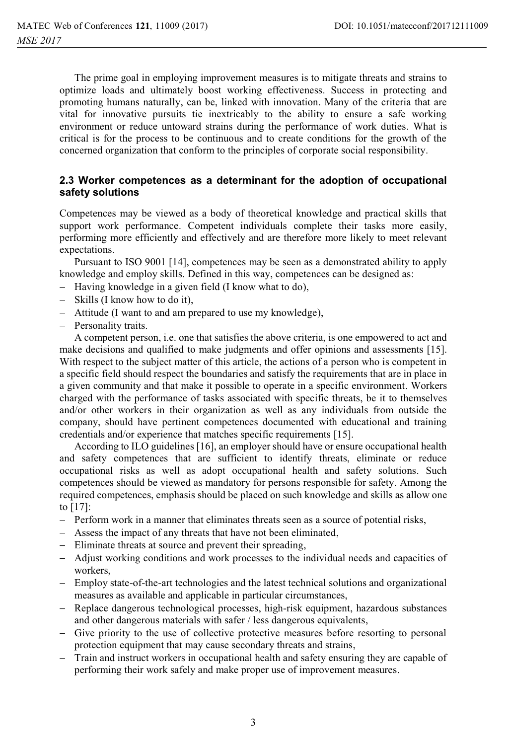The prime goal in employing improvement measures is to mitigate threats and strains to optimize loads and ultimately boost working effectiveness. Success in protecting and promoting humans naturally, can be, linked with innovation. Many of the criteria that are vital for innovative pursuits tie inextricably to the ability to ensure a safe working environment or reduce untoward strains during the performance of work duties. What is critical is for the process to be continuous and to create conditions for the growth of the concerned organization that conform to the principles of corporate social responsibility.

### 2.3 Worker competences as a determinant for the adoption of occupational safety solutions

Competences may be viewed as a body of theoretical knowledge and practical skills that support work performance. Competent individuals complete their tasks more easily, performing more efficiently and effectively and are therefore more likely to meet relevant expectations.

Pursuant to ISO 9001 [14], competences may be seen as a demonstrated ability to apply knowledge and employ skills. Defined in this way, competences can be designed as:

- Having knowledge in a given field (I know what to do),
- Skills (I know how to do it),
- Attitude (I want to and am prepared to use my knowledge),
- Personality traits.

A competent person, i.e. one that satisfies the above criteria, is one empowered to act and make decisions and qualified to make judgments and offer opinions and assessments [15]. With respect to the subject matter of this article, the actions of a person who is competent in a specific field should respect the boundaries and satisfy the requirements that are in place in a given community and that make it possible to operate in a specific environment. Workers charged with the performance of tasks associated with specific threats, be it to themselves and/or other workers in their organization as well as any individuals from outside the company, should have pertinent competences documented with educational and training credentials and/or experience that matches specific requirements [15].

According to ILO guidelines [16], an employer should have or ensure occupational health and safety competences that are sufficient to identify threats, eliminate or reduce occupational risks as well as adopt occupational health and safety solutions. Such competences should be viewed as mandatory for persons responsible for safety. Among the required competences, emphasis should be placed on such knowledge and skills as allow one to [17]:

- Perform work in a manner that eliminates threats seen as a source of potential risks,
- Assess the impact of any threats that have not been eliminated,
- Eliminate threats at source and prevent their spreading,
- Adjust working conditions and work processes to the individual needs and capacities of workers,
- Employ state-of-the-art technologies and the latest technical solutions and organizational measures as available and applicable in particular circumstances,
- Replace dangerous technological processes, high-risk equipment, hazardous substances and other dangerous materials with safer / less dangerous equivalents,
- Give priority to the use of collective protective measures before resorting to personal protection equipment that may cause secondary threats and strains,
- Train and instruct workers in occupational health and safety ensuring they are capable of performing their work safely and make proper use of improvement measures.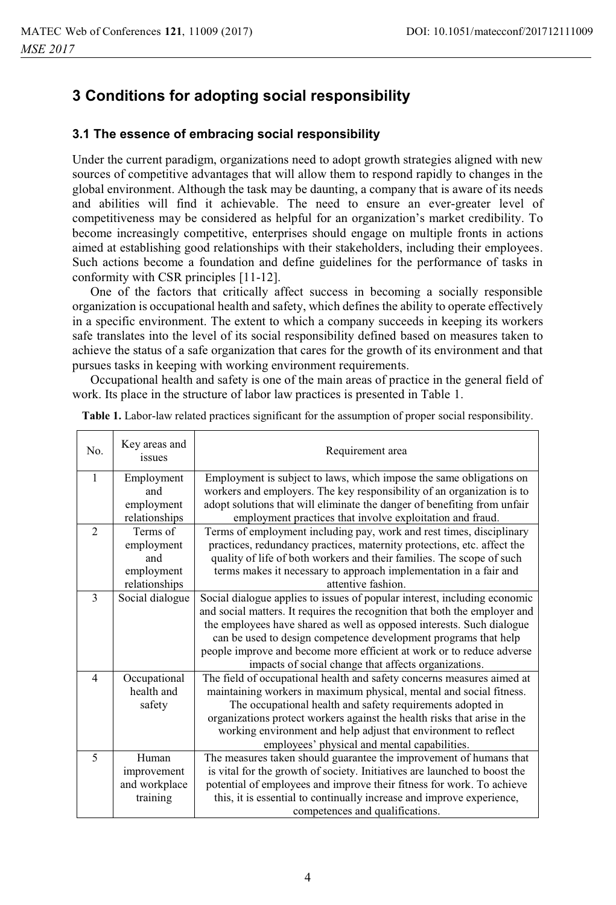## 3 Conditions for adopting social responsibility

### 3.1 The essence of embracing social responsibility

Under the current paradigm, organizations need to adopt growth strategies aligned with new sources of competitive advantages that will allow them to respond rapidly to changes in the global environment. Although the task may be daunting, a company that is aware of its needs and abilities will find it achievable. The need to ensure an ever-greater level of competitiveness may be considered as helpful for an organization's market credibility. To become increasingly competitive, enterprises should engage on multiple fronts in actions aimed at establishing good relationships with their stakeholders, including their employees. Such actions become a foundation and define guidelines for the performance of tasks in conformity with CSR principles [11-12].

One of the factors that critically affect success in becoming a socially responsible organization is occupational health and safety, which defines the ability to operate effectively in a specific environment. The extent to which a company succeeds in keeping its workers safe translates into the level of its social responsibility defined based on measures taken to achieve the status of a safe organization that cares for the growth of its environment and that pursues tasks in keeping with working environment requirements.

Occupational health and safety is one of the main areas of practice in the general field of work. Its place in the structure of labor law practices is presented in Table 1.

**Table 1.** Labor-law related practices significant for the assumption of proper social responsibility.

| No. | Key areas and issues | Requirement area |
|---|---|---|
| 1 | Employment and employment relationships | Employment is subject to laws, which impose the same obligations on workers and employers. The key responsibility of an organization is to adopt solutions that will eliminate the danger of benefiting from unfair employment practices that involve exploitation and fraud. |
| 2 | Terms of employment and employment relationships | Terms of employment including pay, work and rest times, disciplinary practices, redundancy practices, maternity protections, etc. affect the quality of life of both workers and their families. The scope of such terms makes it necessary to approach implementation in a fair and attentive fashion. |
| 3 | Social dialogue | Social dialogue applies to issues of popular interest, including economic and social matters. It requires the recognition that both the employer and the employees have shared as well as opposed interests. Such dialogue can be used to design competence development programs that help people improve and become more efficient at work or to reduce adverse impacts of social change that affects organizations. |
| 4 | Occupational health and safety | The field of occupational health and safety concerns measures aimed at maintaining workers in maximum physical, mental and social fitness. The occupational health and safety requirements adopted in organizations protect workers against the health risks that arise in the working environment and help adjust that environment to reflect employees' physical and mental capabilities. |
| 5 | Human improvement and workplace training | The measures taken should guarantee the improvement of humans that is vital for the growth of society. Initiatives are launched to boost the potential of employees and improve their fitness for work. To achieve this, it is essential to continually increase and improve experience, competences and qualifications. |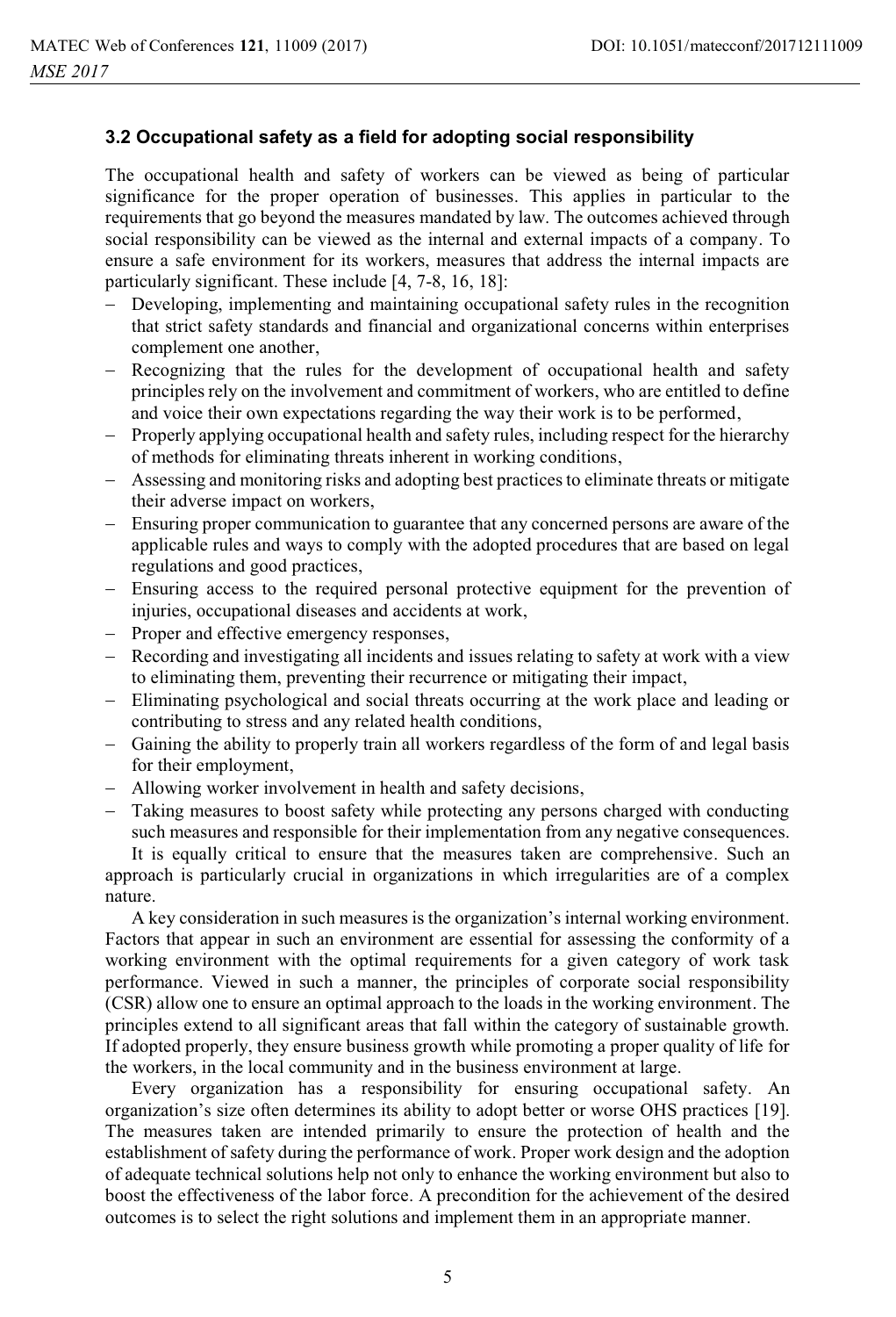### 3.2 Occupational safety as a field for adopting social responsibility

The occupational health and safety of workers can be viewed as being of particular significance for the proper operation of businesses. This applies in particular to the requirements that go beyond the measures mandated by law. The outcomes achieved through social responsibility can be viewed as the internal and external impacts of a company. To ensure a safe environment for its workers, measures that address the internal impacts are particularly significant. These include [4, 7-8, 16, 18]:

- Developing, implementing and maintaining occupational safety rules in the recognition that strict safety standards and financial and organizational concerns within enterprises complement one another,
- Recognizing that the rules for the development of occupational health and safety principles rely on the involvement and commitment of workers, who are entitled to define and voice their own expectations regarding the way their work is to be performed,
- Properly applying occupational health and safety rules, including respect for the hierarchy of methods for eliminating threats inherent in working conditions,
- Assessing and monitoring risks and adopting best practices to eliminate threats or mitigate their adverse impact on workers,
- Ensuring proper communication to guarantee that any concerned persons are aware of the applicable rules and ways to comply with the adopted procedures that are based on legal regulations and good practices,
- Ensuring access to the required personal protective equipment for the prevention of injuries, occupational diseases and accidents at work,
- Proper and effective emergency responses,
- Recording and investigating all incidents and issues relating to safety at work with a view to eliminating them, preventing their recurrence or mitigating their impact,
- Eliminating psychological and social threats occurring at the work place and leading or contributing to stress and any related health conditions,
- Gaining the ability to properly train all workers regardless of the form of and legal basis for their employment,
- Allowing worker involvement in health and safety decisions,
- Taking measures to boost safety while protecting any persons charged with conducting such measures and responsible for their implementation from any negative consequences.

It is equally critical to ensure that the measures taken are comprehensive. Such an approach is particularly crucial in organizations in which irregularities are of a complex nature.

A key consideration in such measures is the organization's internal working environment. Factors that appear in such an environment are essential for assessing the conformity of a working environment with the optimal requirements for a given category of work task performance. Viewed in such a manner, the principles of corporate social responsibility (CSR) allow one to ensure an optimal approach to the loads in the working environment. The principles extend to all significant areas that fall within the category of sustainable growth. If adopted properly, they ensure business growth while promoting a proper quality of life for the workers, in the local community and in the business environment at large.

Every organization has a responsibility for ensuring occupational safety. An organization's size often determines its ability to adopt better or worse OHS practices [19]. The measures taken are intended primarily to ensure the protection of health and the establishment of safety during the performance of work. Proper work design and the adoption of adequate technical solutions help not only to enhance the working environment but also to boost the effectiveness of the labor force. A precondition for the achievement of the desired outcomes is to select the right solutions and implement them in an appropriate manner.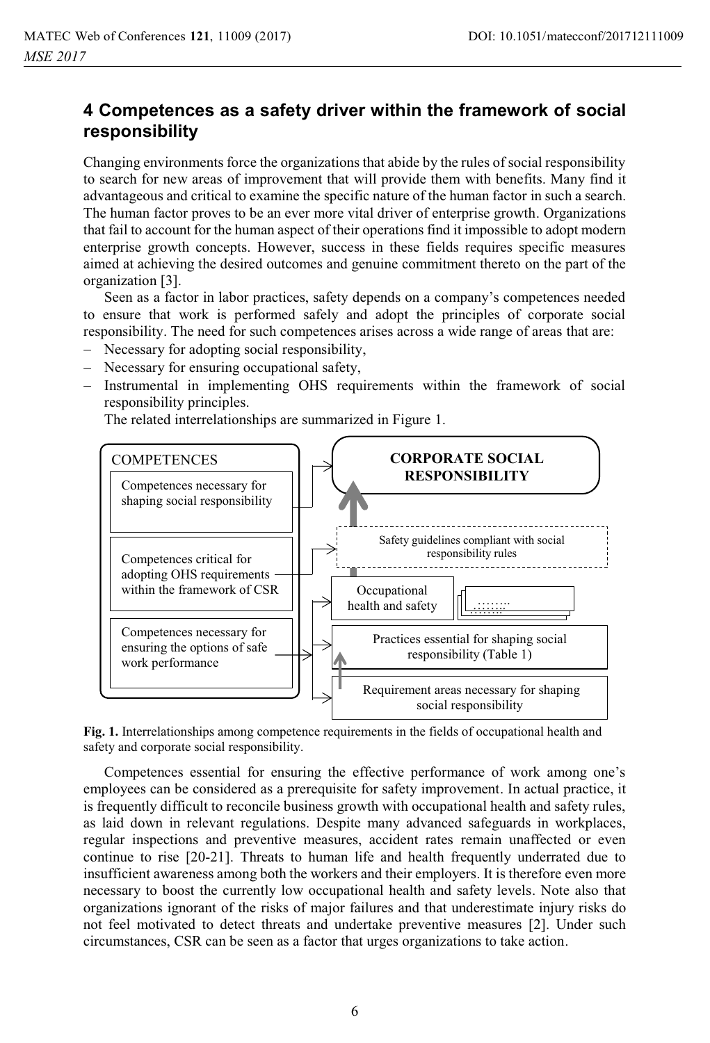## 4 Competences as a safety driver within the framework of social responsibility

Changing environments force the organizations that abide by the rules of social responsibility to search for new areas of improvement that will provide them with benefits. Many find it advantageous and critical to examine the specific nature of the human factor in such a search. The human factor proves to be an ever more vital driver of enterprise growth. Organizations that fail to account for the human aspect of their operations find it impossible to adopt modern enterprise growth concepts. However, success in these fields requires specific measures aimed at achieving the desired outcomes and genuine commitment thereto on the part of the organization [3].

Seen as a factor in labor practices, safety depends on a company's competences needed to ensure that work is performed safely and adopt the principles of corporate social responsibility. The need for such competences arises across a wide range of areas that are:

- Necessary for adopting social responsibility,
- Necessary for ensuring occupational safety,
- Instrumental in implementing OHS requirements within the framework of social responsibility principles.

The related interrelationships are summarized in Figure 1.

**Fig. 1.** Interrelationships among competence requirements in the fields of occupational health and safety and corporate social responsibility.

Competences essential for ensuring the effective performance of work among one's employees can be considered as a prerequisite for safety improvement. In actual practice, it is frequently difficult to reconcile business growth with occupational health and safety rules, as laid down in relevant regulations. Despite many advanced safeguards in workplaces, regular inspections and preventive measures, accident rates remain unaffected or even continue to rise [20-21]. Threats to human life and health frequently underrated due to insufficient awareness among both the workers and their employers. It is therefore even more necessary to boost the currently low occupational health and safety levels. Note also that organizations ignorant of the risks of major failures and that underestimate injury risks do not feel motivated to detect threats and undertake preventive measures [2]. Under such circumstances, CSR can be seen as a factor that urges organizations to take action.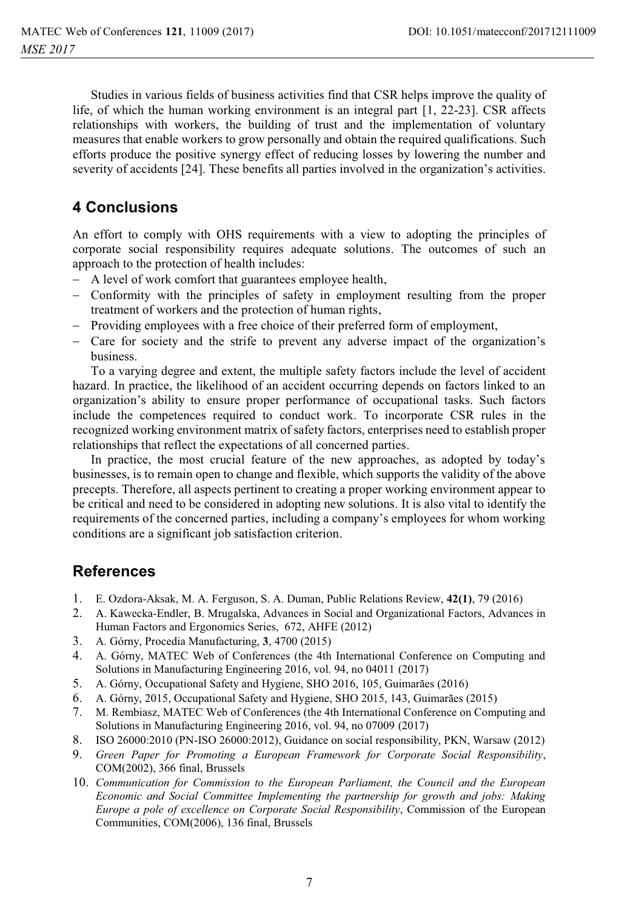Studies in various fields of business activities find that CSR helps improve the quality of life, of which the human working environment is an integral part [1, 22-23]. CSR affects relationships with workers, the building of trust and the implementation of voluntary measures that enable workers to grow personally and obtain the required qualifications. Such efforts produce the positive synergy effect of reducing losses by lowering the number and severity of accidents [24]. These benefits all parties involved in the organization's activities.

## 4 Conclusions

An effort to comply with OHS requirements with a view to adopting the principles of corporate social responsibility requires adequate solutions. The outcomes of such an approach to the protection of health includes:

- A level of work comfort that guarantees employee health,
- Conformity with the principles of safety in employment resulting from the proper treatment of workers and the protection of human rights,
- Providing employees with a free choice of their preferred form of employment,
- Care for society and the strife to prevent any adverse impact of the organization's business.

To a varying degree and extent, the multiple safety factors include the level of accident hazard. In practice, the likelihood of an accident occurring depends on factors linked to an organization's ability to ensure proper performance of occupational tasks. Such factors include the competences required to conduct work. To incorporate CSR rules in the recognized working environment matrix of safety factors, enterprises need to establish proper relationships that reflect the expectations of all concerned parties.

In practice, the most crucial feature of the new approaches, as adopted by today's businesses, is to remain open to change and flexible, which supports the validity of the above precepts. Therefore, all aspects pertinent to creating a proper working environment appear to be critical and need to be considered in adopting new solutions. It is also vital to identify the requirements of the concerned parties, including a company's employees for whom working conditions are a significant job satisfaction criterion.

## References

1. E. Ozdora-Aksak, M. A. Ferguson, S. A. Duman, Public Relations Review, **42(1)**, 79 (2016)
2. A. Kawecka-Endler, B. Mrugalska, Advances in Social and Organizational Factors, Advances in Human Factors and Ergonomics Series, 672, AHFE (2012)
3. A. Górny, Procedia Manufacturing, **3**, 4700 (2015)
4. A. Górny, MATEC Web of Conferences (the 4th International Conference on Computing and Solutions in Manufacturing Engineering 2016, vol. 94, no 04011 (2017)
5. A. Górny, Occupational Safety and Hygiene, SHO 2016, 105, Guimarães (2016)
6. A. Górny, 2015, Occupational Safety and Hygiene, SHO 2015, 143, Guimarães (2015)
7. M. Rembiasz, MATEC Web of Conferences (the 4th International Conference on Computing and Solutions in Manufacturing Engineering 2016, vol. 94, no 07009 (2017)
8. ISO 26000:2010 (PN-ISO 26000:2012), Guidance on social responsibility, PKN, Warsaw (2012)
9. *Green Paper for Promoting a European Framework for Corporate Social Responsibility*, COM(2002), 366 final, Brussels
10. *Communication for Commission to the European Parliament, the Council and the European Economic and Social Committee Implementing the partnership for growth and jobs: Making Europe a pole of excellence on Corporate Social Responsibility*, Commission of the European Communities, COM(2006), 136 final, Brussels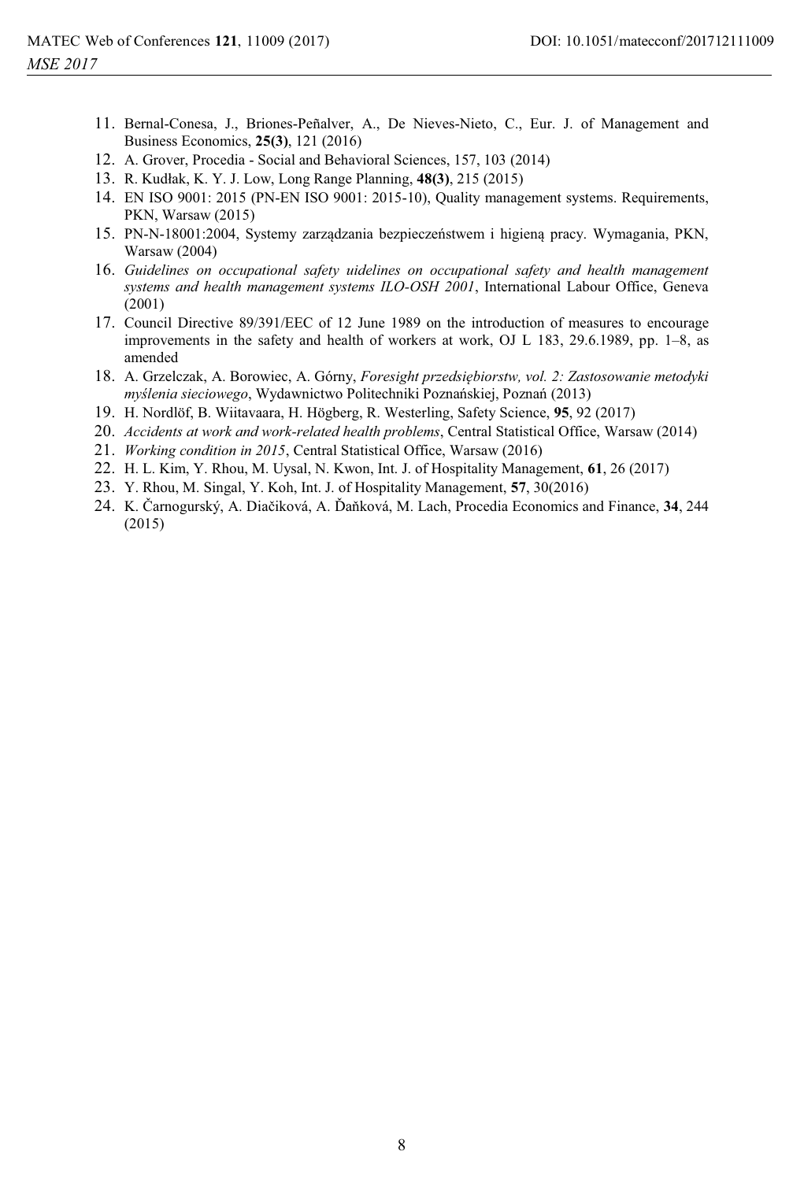11. Bernal-Conesa, J., Briones-Peñalver, A., De Nieves-Nieto, C., Eur. J. of Management and Business Economics, **25(3)**, 121 (2016)
12. A. Grover, Procedia - Social and Behavioral Sciences, 157, 103 (2014)
13. R. Kudłak, K. Y. J. Low, Long Range Planning, **48(3)**, 215 (2015)
14. EN ISO 9001: 2015 (PN-EN ISO 9001: 2015-10), Quality management systems. Requirements, PKN, Warsaw (2015)
15. PN-N-18001:2004, Systemy zarządzania bezpieczeństwem i higieną pracy. Wymagania, PKN, Warsaw (2004)
16. *Guidelines on occupational safety uidelines on occupational safety and health management systems and health management systems ILO-OSH 2001*, International Labour Office, Geneva (2001)
17. Council Directive 89/391/EEC of 12 June 1989 on the introduction of measures to encourage improvements in the safety and health of workers at work, OJ L 183, 29.6.1989, pp. 1–8, as amended
18. A. Grzelczak, A. Borowiec, A. Górny, *Foresight przedsiębiorstw, vol. 2: Zastosowanie metodyki myślenia sieciowego*, Wydawnictwo Politechniki Poznańskiej, Poznań (2013)
19. H. Nordlöf, B. Wiitavaara, H. Högberg, R. Westerling, Safety Science, **95**, 92 (2017)
20. *Accidents at work and work-related health problems*, Central Statistical Office, Warsaw (2014)
21. *Working condition in 2015*, Central Statistical Office, Warsaw (2016)
22. H. L. Kim, Y. Rhou, M. Uysal, N. Kwon, Int. J. of Hospitality Management, **61**, 26 (2017)
23. Y. Rhou, M. Singal, Y. Koh, Int. J. of Hospitality Management, **57**, 30(2016)
24. K. Čarnogurský, A. Diačiková, A. Ďaňková, M. Lach, Procedia Economics and Finance, **34**, 244 (2015)